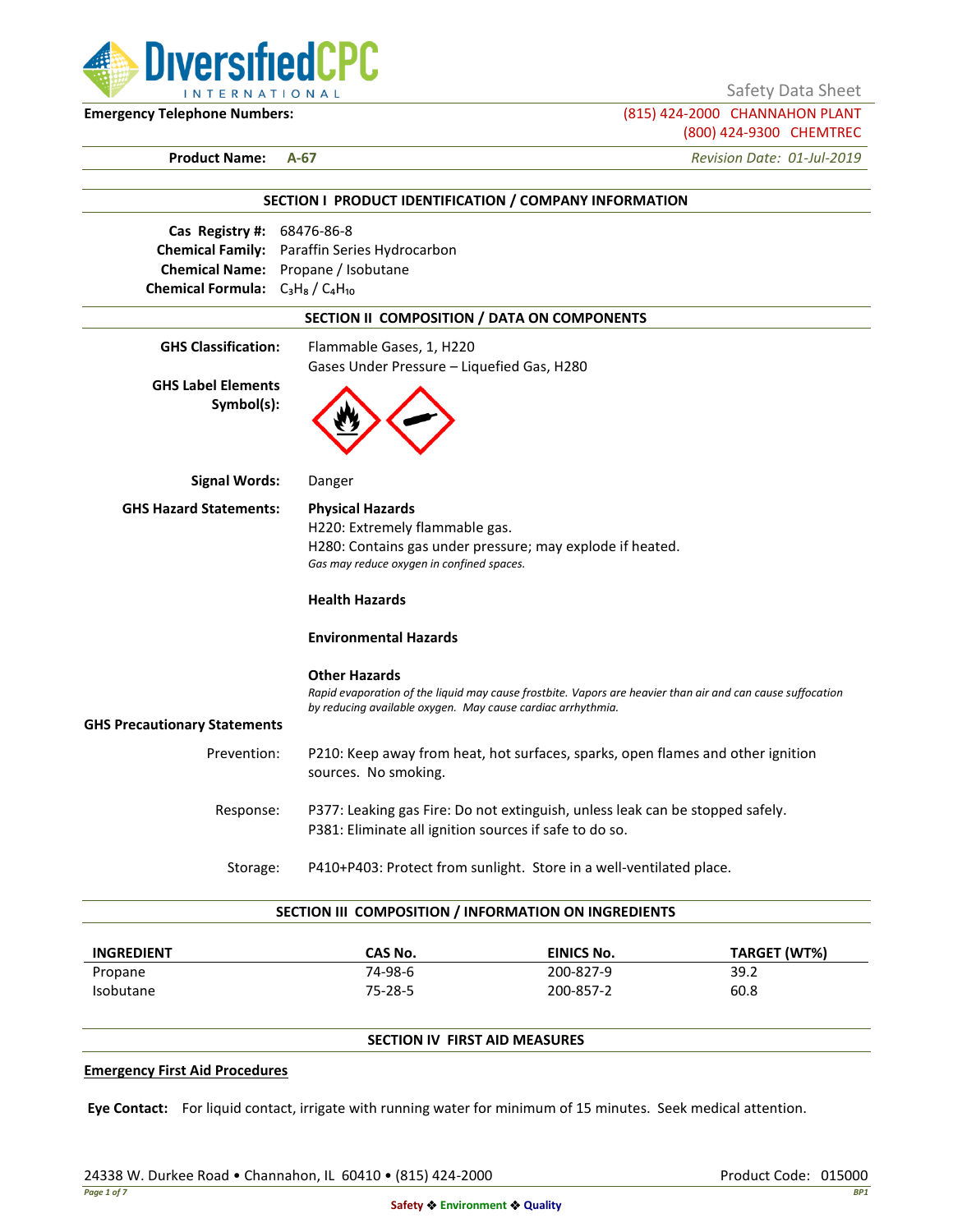Safety Data Sheet

**Emergency Telephone Numbers:** (815) 424-2000 CHANNAHON PLANT
(800) 424-9300 CHEMTREC

**Product Name:** **A-67** *Revision Date: 01-Jul-2019*

## SECTION I PRODUCT IDENTIFICATION / COMPANY INFORMATION

**Cas Registry #:** 68476-86-8
**Chemical Family:** Paraffin Series Hydrocarbon
**Chemical Name:** Propane / Isobutane
**Chemical Formula:** $C_3H_8$ / $C_4H_{10}$

## SECTION II COMPOSITION / DATA ON COMPONENTS

**GHS Classification:** Flammable Gases, 1, H220
Gases Under Pressure – Liquefied Gas, H280

**GHS Label Elements Symbol(s):**

**Signal Words:** Danger

**GHS Hazard Statements:**

**Physical Hazards**
H220: Extremely flammable gas.
H280: Contains gas under pressure; may explode if heated.
*Gas may reduce oxygen in confined spaces.*

**Health Hazards**

**Environmental Hazards**

**Other Hazards**
*Rapid evaporation of the liquid may cause frostbite. Vapors are heavier than air and can cause suffocation by reducing available oxygen. May cause cardiac arrhythmia.*

**GHS Precautionary Statements**

Prevention: P210: Keep away from heat, hot surfaces, sparks, open flames and other ignition sources. No smoking.

Response: P377: Leaking gas Fire: Do not extinguish, unless leak can be stopped safely.
P381: Eliminate all ignition sources if safe to do so.

Storage: P410+P403: Protect from sunlight. Store in a well-ventilated place.

## SECTION III COMPOSITION / INFORMATION ON INGREDIENTS

| INGREDIENT | CAS No. | EINICS No. | TARGET (WT%) |
|---|---|---|---|
| Propane | 74-98-6 | 200-827-9 | 39.2 |
| Isobutane | 75-28-5 | 200-857-2 | 60.8 |

## SECTION IV FIRST AID MEASURES

**Emergency First Aid Procedures**

**Eye Contact:** For liquid contact, irrigate with running water for minimum of 15 minutes. Seek medical attention.

24338 W. Durkee Road • Channahon, IL 60410 • (815) 424-2000 Product Code: 015000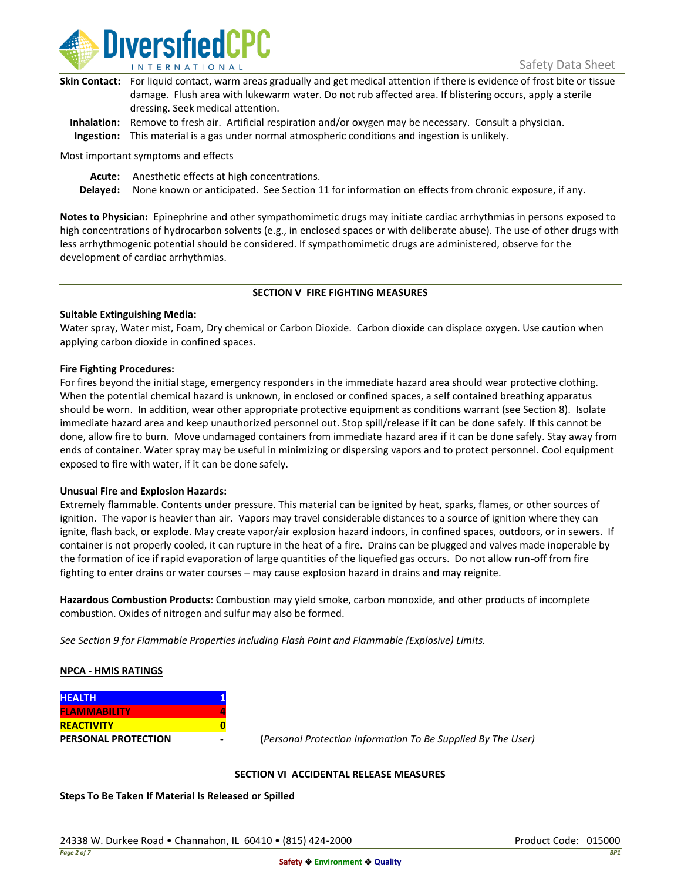**Skin Contact:** For liquid contact, warm areas gradually and get medical attention if there is evidence of frost bite or tissue damage. Flush area with lukewarm water. Do not rub affected area. If blistering occurs, apply a sterile dressing. Seek medical attention.

**Inhalation:** Remove to fresh air. Artificial respiration and/or oxygen may be necessary. Consult a physician.

**Ingestion:** This material is a gas under normal atmospheric conditions and ingestion is unlikely.

Most important symptoms and effects

**Acute:** Anesthetic effects at high concentrations.

**Delayed:** None known or anticipated. See Section 11 for information on effects from chronic exposure, if any.

**Notes to Physician:** Epinephrine and other sympathomimetic drugs may initiate cardiac arrhythmias in persons exposed to high concentrations of hydrocarbon solvents (e.g., in enclosed spaces or with deliberate abuse). The use of other drugs with less arrhythmogenic potential should be considered. If sympathomimetic drugs are administered, observe for the development of cardiac arrhythmias.

## SECTION V FIRE FIGHTING MEASURES

**Suitable Extinguishing Media:**

Water spray, Water mist, Foam, Dry chemical or Carbon Dioxide. Carbon dioxide can displace oxygen. Use caution when applying carbon dioxide in confined spaces.

**Fire Fighting Procedures:**

For fires beyond the initial stage, emergency responders in the immediate hazard area should wear protective clothing. When the potential chemical hazard is unknown, in enclosed or confined spaces, a self contained breathing apparatus should be worn. In addition, wear other appropriate protective equipment as conditions warrant (see Section 8). Isolate immediate hazard area and keep unauthorized personnel out. Stop spill/release if it can be done safely. If this cannot be done, allow fire to burn. Move undamaged containers from immediate hazard area if it can be done safely. Stay away from ends of container. Water spray may be useful in minimizing or dispersing vapors and to protect personnel. Cool equipment exposed to fire with water, if it can be done safely.

**Unusual Fire and Explosion Hazards:**

Extremely flammable. Contents under pressure. This material can be ignited by heat, sparks, flames, or other sources of ignition. The vapor is heavier than air. Vapors may travel considerable distances to a source of ignition where they can ignite, flash back, or explode. May create vapor/air explosion hazard indoors, in confined spaces, outdoors, or in sewers. If container is not properly cooled, it can rupture in the heat of a fire. Drains can be plugged and valves made inoperable by the formation of ice if rapid evaporation of large quantities of the liquefied gas occurs. Do not allow run-off from fire fighting to enter drains or water courses – may cause explosion hazard in drains and may reignite.

**Hazardous Combustion Products**: Combustion may yield smoke, carbon monoxide, and other products of incomplete combustion. Oxides of nitrogen and sulfur may also be formed.

*See Section 9 for Flammable Properties including Flash Point and Flammable (Explosive) Limits.*

**NPCA - HMIS RATINGS**

| | | |
|---|---|---|
| **HEALTH** | **1** | |
| **FLAMMABILITY** | **4** | |
| **REACTIVITY** | **0** | |
| **PERSONAL PROTECTION** | **-** | (*Personal Protection Information To Be Supplied By The User)* |

## SECTION VI ACCIDENTAL RELEASE MEASURES

**Steps To Be Taken If Material Is Released or Spilled**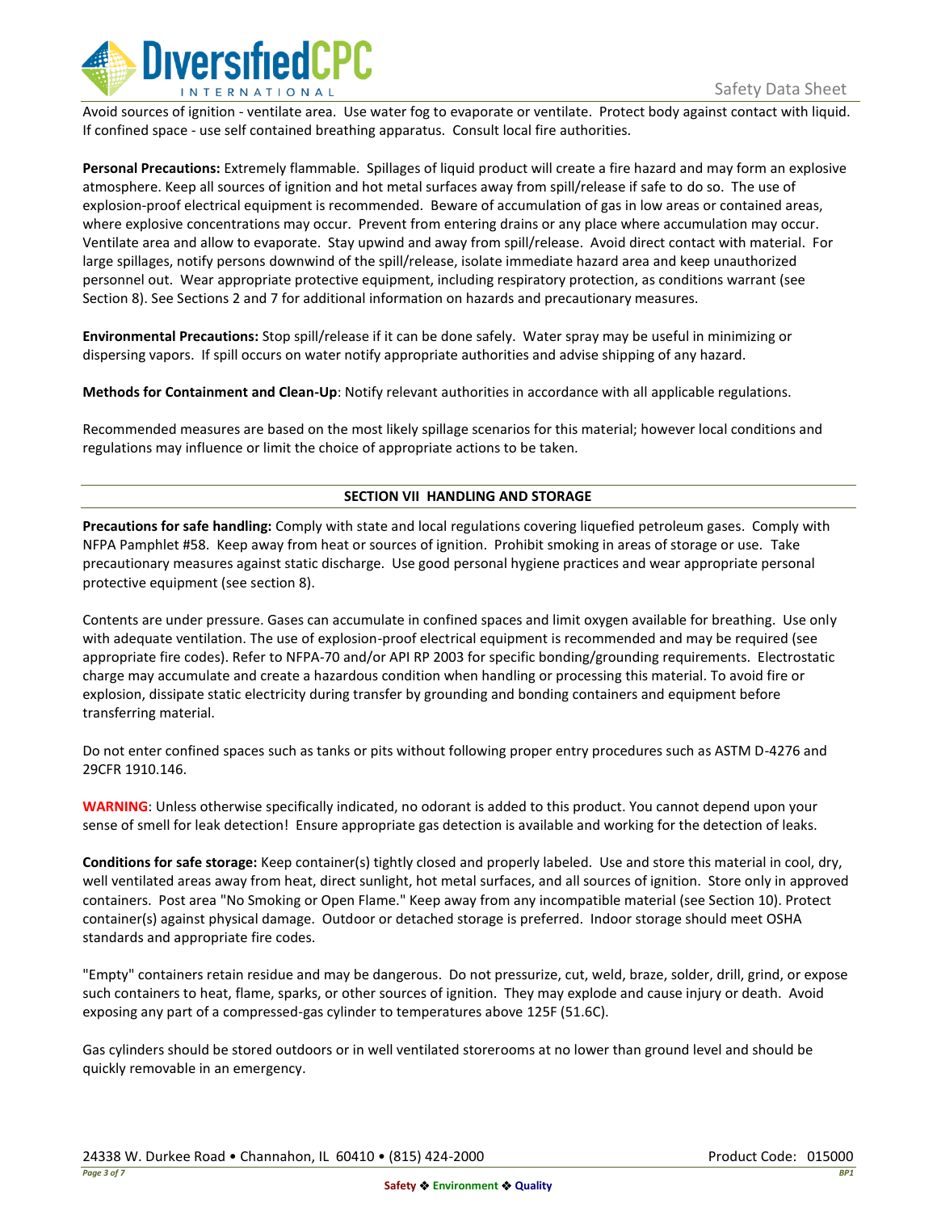Avoid sources of ignition - ventilate area. Use water fog to evaporate or ventilate. Protect body against contact with liquid. If confined space - use self contained breathing apparatus. Consult local fire authorities.

**Personal Precautions:** Extremely flammable. Spillages of liquid product will create a fire hazard and may form an explosive atmosphere. Keep all sources of ignition and hot metal surfaces away from spill/release if safe to do so. The use of explosion-proof electrical equipment is recommended. Beware of accumulation of gas in low areas or contained areas, where explosive concentrations may occur. Prevent from entering drains or any place where accumulation may occur. Ventilate area and allow to evaporate. Stay upwind and away from spill/release. Avoid direct contact with material. For large spillages, notify persons downwind of the spill/release, isolate immediate hazard area and keep unauthorized personnel out. Wear appropriate protective equipment, including respiratory protection, as conditions warrant (see Section 8). See Sections 2 and 7 for additional information on hazards and precautionary measures.

**Environmental Precautions:** Stop spill/release if it can be done safely. Water spray may be useful in minimizing or dispersing vapors. If spill occurs on water notify appropriate authorities and advise shipping of any hazard.

**Methods for Containment and Clean-Up**: Notify relevant authorities in accordance with all applicable regulations.

Recommended measures are based on the most likely spillage scenarios for this material; however local conditions and regulations may influence or limit the choice of appropriate actions to be taken.

## SECTION VII HANDLING AND STORAGE

**Precautions for safe handling:** Comply with state and local regulations covering liquefied petroleum gases. Comply with NFPA Pamphlet #58. Keep away from heat or sources of ignition. Prohibit smoking in areas of storage or use. Take precautionary measures against static discharge. Use good personal hygiene practices and wear appropriate personal protective equipment (see section 8).

Contents are under pressure. Gases can accumulate in confined spaces and limit oxygen available for breathing. Use only with adequate ventilation. The use of explosion-proof electrical equipment is recommended and may be required (see appropriate fire codes). Refer to NFPA-70 and/or API RP 2003 for specific bonding/grounding requirements. Electrostatic charge may accumulate and create a hazardous condition when handling or processing this material. To avoid fire or explosion, dissipate static electricity during transfer by grounding and bonding containers and equipment before transferring material.

Do not enter confined spaces such as tanks or pits without following proper entry procedures such as ASTM D-4276 and 29CFR 1910.146.

**WARNING**: Unless otherwise specifically indicated, no odorant is added to this product. You cannot depend upon your sense of smell for leak detection! Ensure appropriate gas detection is available and working for the detection of leaks.

**Conditions for safe storage:** Keep container(s) tightly closed and properly labeled. Use and store this material in cool, dry, well ventilated areas away from heat, direct sunlight, hot metal surfaces, and all sources of ignition. Store only in approved containers. Post area "No Smoking or Open Flame." Keep away from any incompatible material (see Section 10). Protect container(s) against physical damage. Outdoor or detached storage is preferred. Indoor storage should meet OSHA standards and appropriate fire codes.

"Empty" containers retain residue and may be dangerous. Do not pressurize, cut, weld, braze, solder, drill, grind, or expose such containers to heat, flame, sparks, or other sources of ignition. They may explode and cause injury or death. Avoid exposing any part of a compressed-gas cylinder to temperatures above 125F (51.6C).

Gas cylinders should be stored outdoors or in well ventilated storerooms at no lower than ground level and should be quickly removable in an emergency.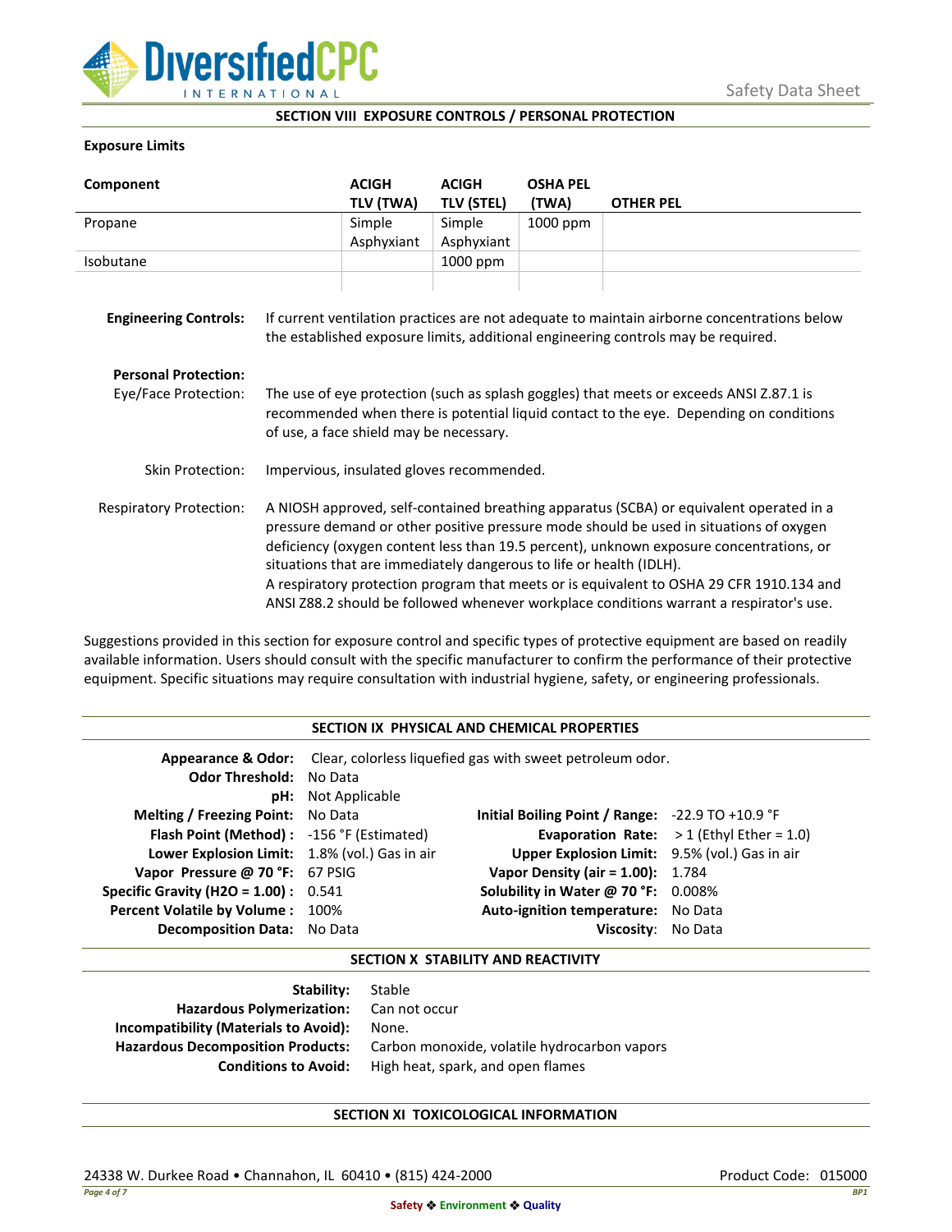## SECTION VIII EXPOSURE CONTROLS / PERSONAL PROTECTION

**Exposure Limits**

| Component | ACIGH TLV (TWA) | ACIGH TLV (STEL) | OSHA PEL (TWA) | OTHER PEL |
|---|---|---|---|---|
| Propane | Simple Asphyxiant | Simple Asphyxiant | 1000 ppm | |
| Isobutane | | 1000 ppm | | |
| | | | | |

**Engineering Controls:** If current ventilation practices are not adequate to maintain airborne concentrations below the established exposure limits, additional engineering controls may be required.

**Personal Protection:**

Eye/Face Protection: The use of eye protection (such as splash goggles) that meets or exceeds ANSI Z.87.1 is recommended when there is potential liquid contact to the eye. Depending on conditions of use, a face shield may be necessary.

Skin Protection: Impervious, insulated gloves recommended.

Respiratory Protection: A NIOSH approved, self-contained breathing apparatus (SCBA) or equivalent operated in a pressure demand or other positive pressure mode should be used in situations of oxygen deficiency (oxygen content less than 19.5 percent), unknown exposure concentrations, or situations that are immediately dangerous to life or health (IDLH).
A respiratory protection program that meets or is equivalent to OSHA 29 CFR 1910.134 and ANSI Z88.2 should be followed whenever workplace conditions warrant a respirator's use.

Suggestions provided in this section for exposure control and specific types of protective equipment are based on readily available information. Users should consult with the specific manufacturer to confirm the performance of their protective equipment. Specific situations may require consultation with industrial hygiene, safety, or engineering professionals.

## SECTION IX PHYSICAL AND CHEMICAL PROPERTIES

**Appearance & Odor:** Clear, colorless liquefied gas with sweet petroleum odor.
**Odor Threshold:** No Data
**pH:** Not Applicable

| Property | Value | Property | Value |
|---|---|---|---|
| **Melting / Freezing Point:** | No Data | **Initial Boiling Point / Range:** | -22.9 TO +10.9 °F |
| **Flash Point (Method) :** | -156 °F (Estimated) | **Evaporation Rate:** | > 1 (Ethyl Ether = 1.0) |
| **Lower Explosion Limit:** | 1.8% (vol.) Gas in air | **Upper Explosion Limit:** | 9.5% (vol.) Gas in air |
| **Vapor Pressure @ 70 °F:** | 67 PSIG | **Vapor Density (air = 1.00):** | 1.784 |
| **Specific Gravity (H2O = 1.00) :** | 0.541 | **Solubility in Water @ 70 °F:** | 0.008% |
| **Percent Volatile by Volume :** | 100% | **Auto-ignition temperature:** | No Data |
| **Decomposition Data:** | No Data | **Viscosity:** | No Data |

## SECTION X STABILITY AND REACTIVITY

**Stability:** Stable
**Hazardous Polymerization:** Can not occur
**Incompatibility (Materials to Avoid):** None.
**Hazardous Decomposition Products:** Carbon monoxide, volatile hydrocarbon vapors
**Conditions to Avoid:** High heat, spark, and open flames

## SECTION XI TOXICOLOGICAL INFORMATION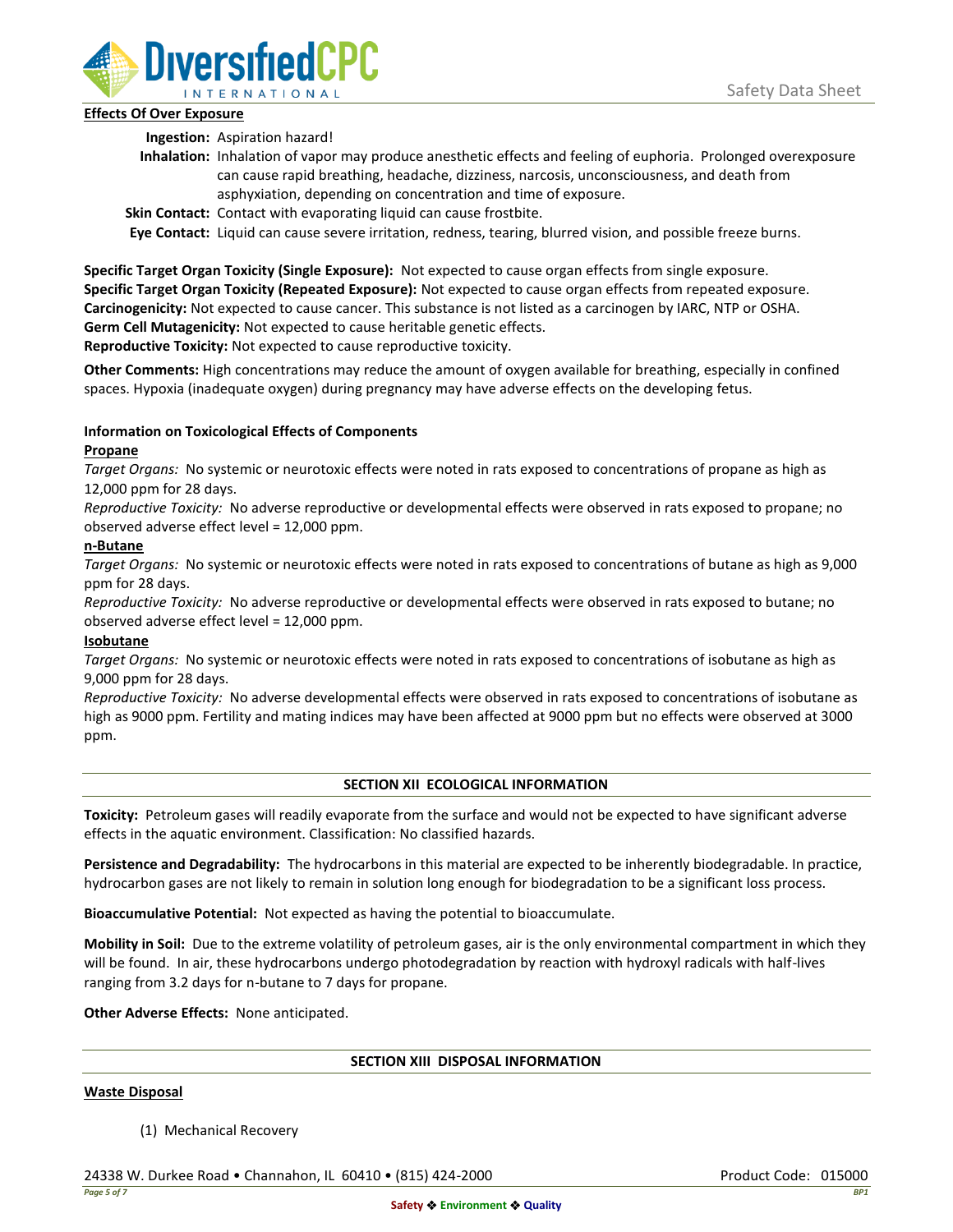**Effects Of Over Exposure**

**Ingestion:** Aspiration hazard!

**Inhalation:** Inhalation of vapor may produce anesthetic effects and feeling of euphoria. Prolonged overexposure can cause rapid breathing, headache, dizziness, narcosis, unconsciousness, and death from asphyxiation, depending on concentration and time of exposure.

**Skin Contact:** Contact with evaporating liquid can cause frostbite.

**Eye Contact:** Liquid can cause severe irritation, redness, tearing, blurred vision, and possible freeze burns.

**Specific Target Organ Toxicity (Single Exposure):** Not expected to cause organ effects from single exposure.
**Specific Target Organ Toxicity (Repeated Exposure):** Not expected to cause organ effects from repeated exposure.
**Carcinogenicity:** Not expected to cause cancer. This substance is not listed as a carcinogen by IARC, NTP or OSHA.
**Germ Cell Mutagenicity:** Not expected to cause heritable genetic effects.
**Reproductive Toxicity:** Not expected to cause reproductive toxicity.

**Other Comments:** High concentrations may reduce the amount of oxygen available for breathing, especially in confined spaces. Hypoxia (inadequate oxygen) during pregnancy may have adverse effects on the developing fetus.

**Information on Toxicological Effects of Components**

**Propane**

*Target Organs:* No systemic or neurotoxic effects were noted in rats exposed to concentrations of propane as high as 12,000 ppm for 28 days.

*Reproductive Toxicity:* No adverse reproductive or developmental effects were observed in rats exposed to propane; no observed adverse effect level = 12,000 ppm.

**n-Butane**

*Target Organs:* No systemic or neurotoxic effects were noted in rats exposed to concentrations of butane as high as 9,000 ppm for 28 days.

*Reproductive Toxicity:* No adverse reproductive or developmental effects were observed in rats exposed to butane; no observed adverse effect level = 12,000 ppm.

**Isobutane**

*Target Organs:* No systemic or neurotoxic effects were noted in rats exposed to concentrations of isobutane as high as 9,000 ppm for 28 days.

*Reproductive Toxicity:* No adverse developmental effects were observed in rats exposed to concentrations of isobutane as high as 9000 ppm. Fertility and mating indices may have been affected at 9000 ppm but no effects were observed at 3000 ppm.

## SECTION XII ECOLOGICAL INFORMATION

**Toxicity:** Petroleum gases will readily evaporate from the surface and would not be expected to have significant adverse effects in the aquatic environment. Classification: No classified hazards.

**Persistence and Degradability:** The hydrocarbons in this material are expected to be inherently biodegradable. In practice, hydrocarbon gases are not likely to remain in solution long enough for biodegradation to be a significant loss process.

**Bioaccumulative Potential:** Not expected as having the potential to bioaccumulate.

**Mobility in Soil:** Due to the extreme volatility of petroleum gases, air is the only environmental compartment in which they will be found. In air, these hydrocarbons undergo photodegradation by reaction with hydroxyl radicals with half-lives ranging from 3.2 days for n-butane to 7 days for propane.

**Other Adverse Effects:** None anticipated.

## SECTION XIII DISPOSAL INFORMATION

**Waste Disposal**

(1) Mechanical Recovery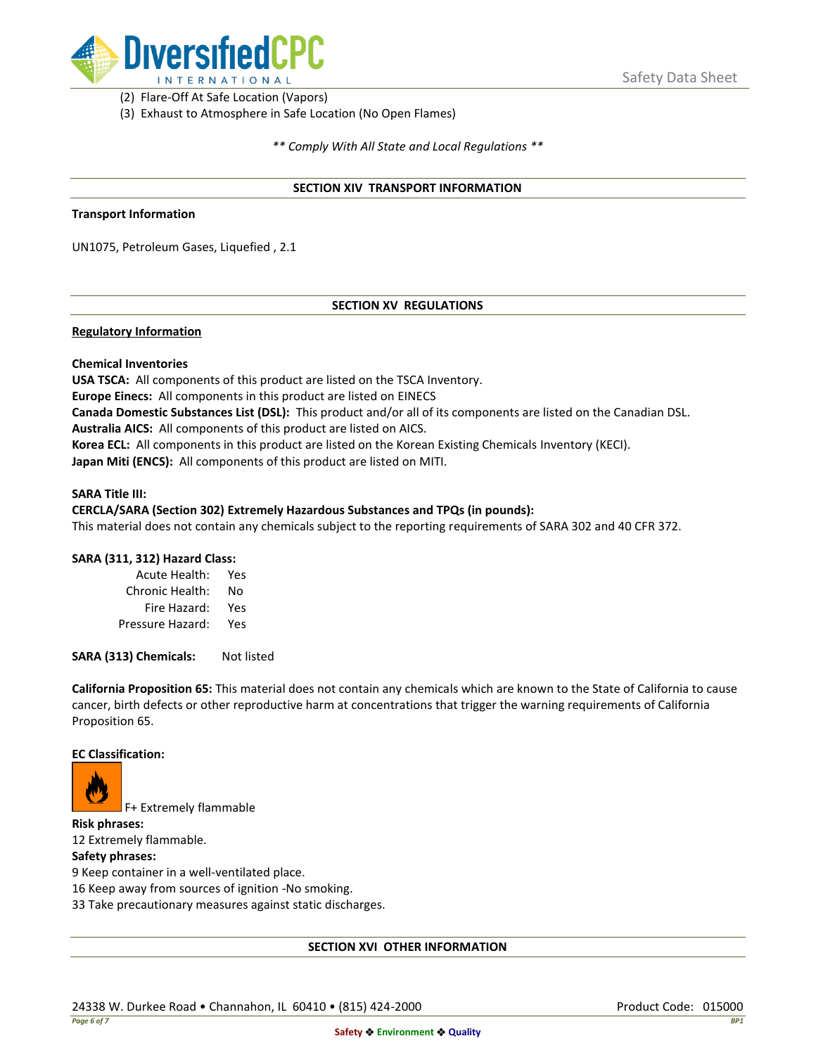(2) Flare-Off At Safe Location (Vapors)
(3) Exhaust to Atmosphere in Safe Location (No Open Flames)

*** Comply With All State and Local Regulations ***

## SECTION XIV TRANSPORT INFORMATION

**Transport Information**

UN1075, Petroleum Gases, Liquefied , 2.1

## SECTION XV REGULATIONS

**Regulatory Information**

**Chemical Inventories**

**USA TSCA:** All components of this product are listed on the TSCA Inventory.
**Europe Einecs:** All components in this product are listed on EINECS
**Canada Domestic Substances List (DSL):** This product and/or all of its components are listed on the Canadian DSL.
**Australia AICS:** All components of this product are listed on AICS.
**Korea ECL:** All components in this product are listed on the Korean Existing Chemicals Inventory (KECI).
**Japan Miti (ENCS):** All components of this product are listed on MITI.

**SARA Title III:**
**CERCLA/SARA (Section 302) Extremely Hazardous Substances and TPQs (in pounds):**
This material does not contain any chemicals subject to the reporting requirements of SARA 302 and 40 CFR 372.

**SARA (311, 312) Hazard Class:**

| | |
|---|---|
| Acute Health: | Yes |
| Chronic Health: | No |
| Fire Hazard: | Yes |
| Pressure Hazard: | Yes |

**SARA (313) Chemicals:** Not listed

**California Proposition 65:** This material does not contain any chemicals which are known to the State of California to cause cancer, birth defects or other reproductive harm at concentrations that trigger the warning requirements of California Proposition 65.

**EC Classification:**

F+ Extremely flammable

**Risk phrases:**
12 Extremely flammable.

**Safety phrases:**
9 Keep container in a well-ventilated place.
16 Keep away from sources of ignition -No smoking.
33 Take precautionary measures against static discharges.

## SECTION XVI OTHER INFORMATION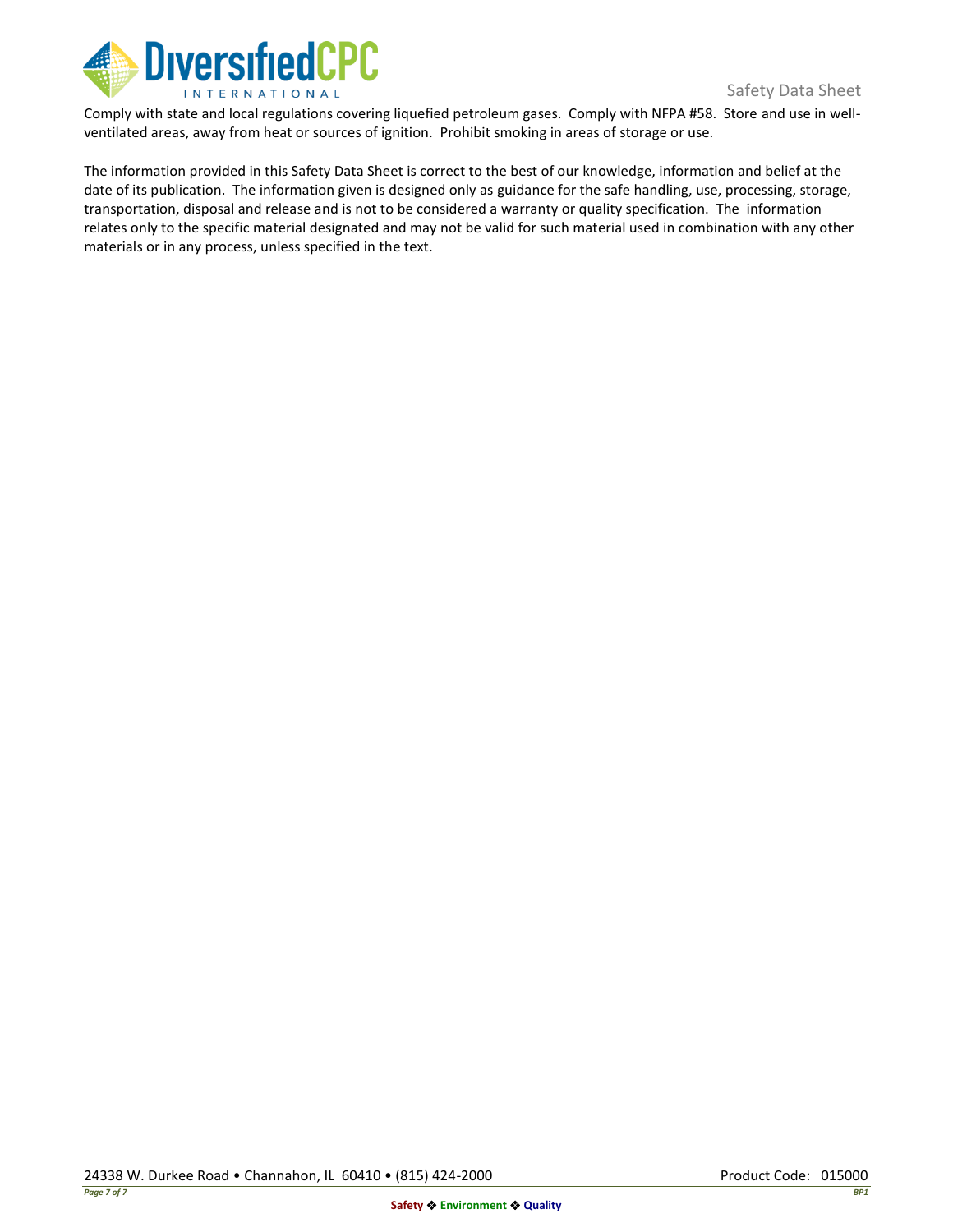Comply with state and local regulations covering liquefied petroleum gases. Comply with NFPA #58. Store and use in well-ventilated areas, away from heat or sources of ignition. Prohibit smoking in areas of storage or use.

The information provided in this Safety Data Sheet is correct to the best of our knowledge, information and belief at the date of its publication. The information given is designed only as guidance for the safe handling, use, processing, storage, transportation, disposal and release and is not to be considered a warranty or quality specification. The information relates only to the specific material designated and may not be valid for such material used in combination with any other materials or in any process, unless specified in the text.